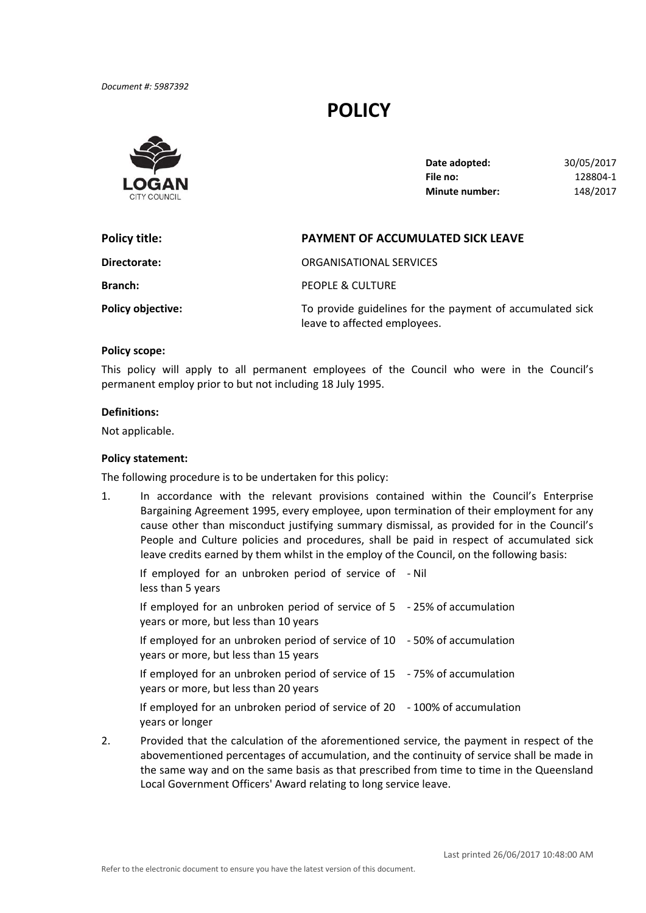*Document #: 5987392*

# POLICY

LOGAN
CITY COUNCIL

| | |
|---|---|
| **Date adopted:** | 30/05/2017 |
| **File no:** | 128804-1 |
| **Minute number:** | 148/2017 |

| | |
|---|---|
| **Policy title:** | **PAYMENT OF ACCUMULATED SICK LEAVE** |
| **Directorate:** | ORGANISATIONAL SERVICES |
| **Branch:** | PEOPLE & CULTURE |
| **Policy objective:** | To provide guidelines for the payment of accumulated sick leave to affected employees. |

**Policy scope:**

This policy will apply to all permanent employees of the Council who were in the Council's permanent employ prior to but not including 18 July 1995.

**Definitions:**

Not applicable.

**Policy statement:**

The following procedure is to be undertaken for this policy:

1. In accordance with the relevant provisions contained within the Council's Enterprise Bargaining Agreement 1995, every employee, upon termination of their employment for any cause other than misconduct justifying summary dismissal, as provided for in the Council's People and Culture policies and procedures, shall be paid in respect of accumulated sick leave credits earned by them whilst in the employ of the Council, on the following basis:

   | | |
   |---|---|
   | If employed for an unbroken period of service of less than 5 years | - Nil |
   | If employed for an unbroken period of service of 5 years or more, but less than 10 years | - 25% of accumulation |
   | If employed for an unbroken period of service of 10 years or more, but less than 15 years | - 50% of accumulation |
   | If employed for an unbroken period of service of 15 years or more, but less than 20 years | - 75% of accumulation |
   | If employed for an unbroken period of service of 20 years or longer | - 100% of accumulation |

2. Provided that the calculation of the aforementioned service, the payment in respect of the abovementioned percentages of accumulation, and the continuity of service shall be made in the same way and on the same basis as that prescribed from time to time in the Queensland Local Government Officers' Award relating to long service leave.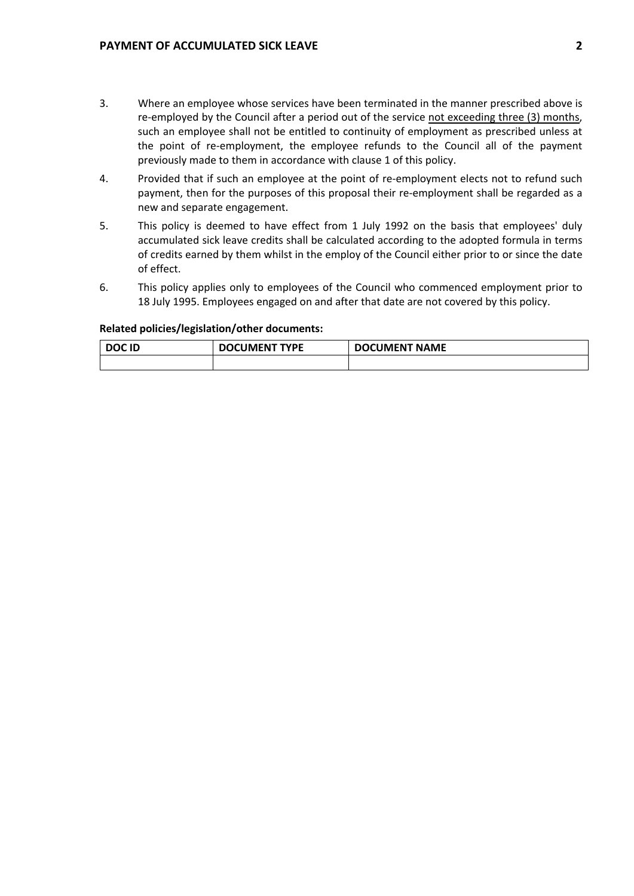3. Where an employee whose services have been terminated in the manner prescribed above is re-employed by the Council after a period out of the service not exceeding three (3) months, such an employee shall not be entitled to continuity of employment as prescribed unless at the point of re-employment, the employee refunds to the Council all of the payment previously made to them in accordance with clause 1 of this policy.

4. Provided that if such an employee at the point of re-employment elects not to refund such payment, then for the purposes of this proposal their re-employment shall be regarded as a new and separate engagement.

5. This policy is deemed to have effect from 1 July 1992 on the basis that employees' duly accumulated sick leave credits shall be calculated according to the adopted formula in terms of credits earned by them whilst in the employ of the Council either prior to or since the date of effect.

6. This policy applies only to employees of the Council who commenced employment prior to 18 July 1995. Employees engaged on and after that date are not covered by this policy.

**Related policies/legislation/other documents:**

| DOC ID | DOCUMENT TYPE | DOCUMENT NAME |
| --- | --- | --- |
| | | |